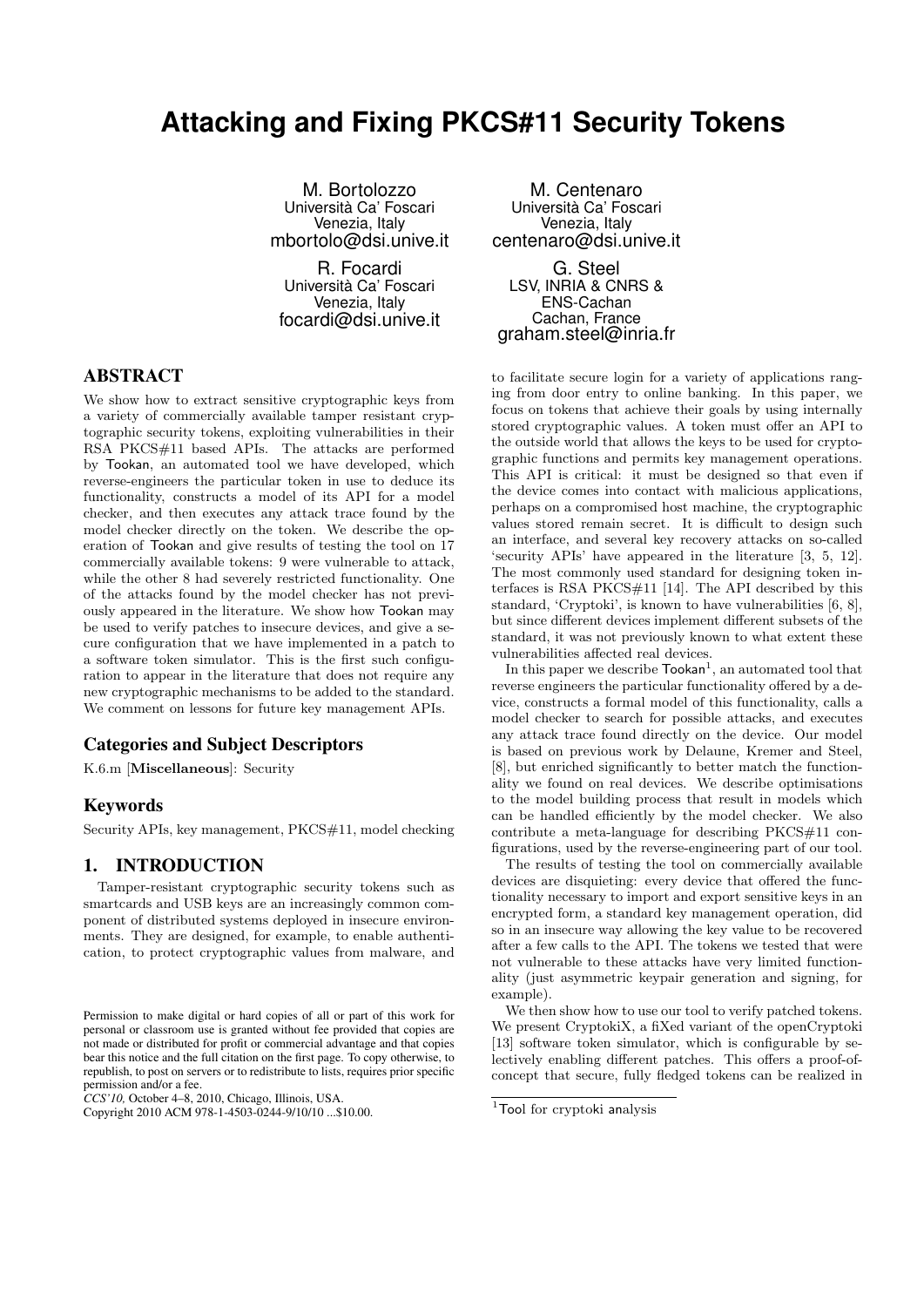# Attacking and Fixing PKCS#11 Security Tokens

M. Bortolozzo
Università Ca' Foscari
Venezia, Italy
mbortolo@dsi.unive.it

M. Centenaro
Università Ca' Foscari
Venezia, Italy
centenaro@dsi.unive.it

R. Focardi
Università Ca' Foscari
Venezia, Italy
focardi@dsi.unive.it

G. Steel
LSV, INRIA & CNRS & ENS-Cachan
Cachan, France
graham.steel@inria.fr

## ABSTRACT

We show how to extract sensitive cryptographic keys from a variety of commercially available tamper resistant cryptographic security tokens, exploiting vulnerabilities in their RSA PKCS#11 based APIs. The attacks are performed by Tookan, an automated tool we have developed, which reverse-engineers the particular token in use to deduce its functionality, constructs a model of its API for a model checker, and then executes any attack trace found by the model checker directly on the token. We describe the operation of Tookan and give results of testing the tool on 17 commercially available tokens: 9 were vulnerable to attack, while the other 8 had severely restricted functionality. One of the attacks found by the model checker has not previously appeared in the literature. We show how Tookan may be used to verify patches to insecure devices, and give a secure configuration that we have implemented in a patch to a software token simulator. This is the first such configuration to appear in the literature that does not require any new cryptographic mechanisms to be added to the standard. We comment on lessons for future key management APIs.

### Categories and Subject Descriptors

K.6.m [**Miscellaneous**]: Security

### Keywords

Security APIs, key management, PKCS#11, model checking

## 1. INTRODUCTION

Tamper-resistant cryptographic security tokens such as smartcards and USB keys are an increasingly common component of distributed systems deployed in insecure environments. They are designed, for example, to enable authentication, to protect cryptographic values from malware, and to facilitate secure login for a variety of applications ranging from door entry to online banking. In this paper, we focus on tokens that achieve their goals by using internally stored cryptographic values. A token must offer an API to the outside world that allows the keys to be used for cryptographic functions and permits key management operations. This API is critical: it must be designed so that even if the device comes into contact with malicious applications, perhaps on a compromised host machine, the cryptographic values stored remain secret. It is difficult to design such an interface, and several key recovery attacks on so-called 'security APIs' have appeared in the literature [3, 5, 12]. The most commonly used standard for designing token interfaces is RSA PKCS#11 [14]. The API described by this standard, 'Cryptoki', is known to have vulnerabilities [6, 8], but since different devices implement different subsets of the standard, it was not previously known to what extent these vulnerabilities affected real devices.

In this paper we describe Tookan[1], an automated tool that reverse engineers the particular functionality offered by a device, constructs a formal model of this functionality, calls a model checker to search for possible attacks, and executes any attack trace found directly on the device. Our model is based on previous work by Delaune, Kremer and Steel, [8], but enriched significantly to better match the functionality we found on real devices. We describe optimisations to the model building process that result in models which can be handled efficiently by the model checker. We also contribute a meta-language for describing PKCS#11 configurations, used by the reverse-engineering part of our tool.

The results of testing the tool on commercially available devices are disquieting: every device that offered the functionality necessary to import and export sensitive keys in an encrypted form, a standard key management operation, did so in an insecure way allowing the key value to be recovered after a few calls to the API. The tokens we tested that were not vulnerable to these attacks have very limited functionality (just asymmetric keypair generation and signing, for example).

We then show how to use our tool to verify patched tokens. We present CryptokiX, a fiXed variant of the openCryptoki [13] software token simulator, which is configurable by selectively enabling different patches. This offers a proof-of-concept that secure, fully fledged tokens can be realized in

Permission to make digital or hard copies of all or part of this work for personal or classroom use is granted without fee provided that copies are not made or distributed for profit or commercial advantage and that copies bear this notice and the full citation on the first page. To copy otherwise, to republish, to post on servers or to redistribute to lists, requires prior specific permission and/or a fee.
*CCS'10,* October 4–8, 2010, Chicago, Illinois, USA.
Copyright 2010 ACM 978-1-4503-0244-9/10/10 ...$10.00.

[1] Tool for cryptoki analysis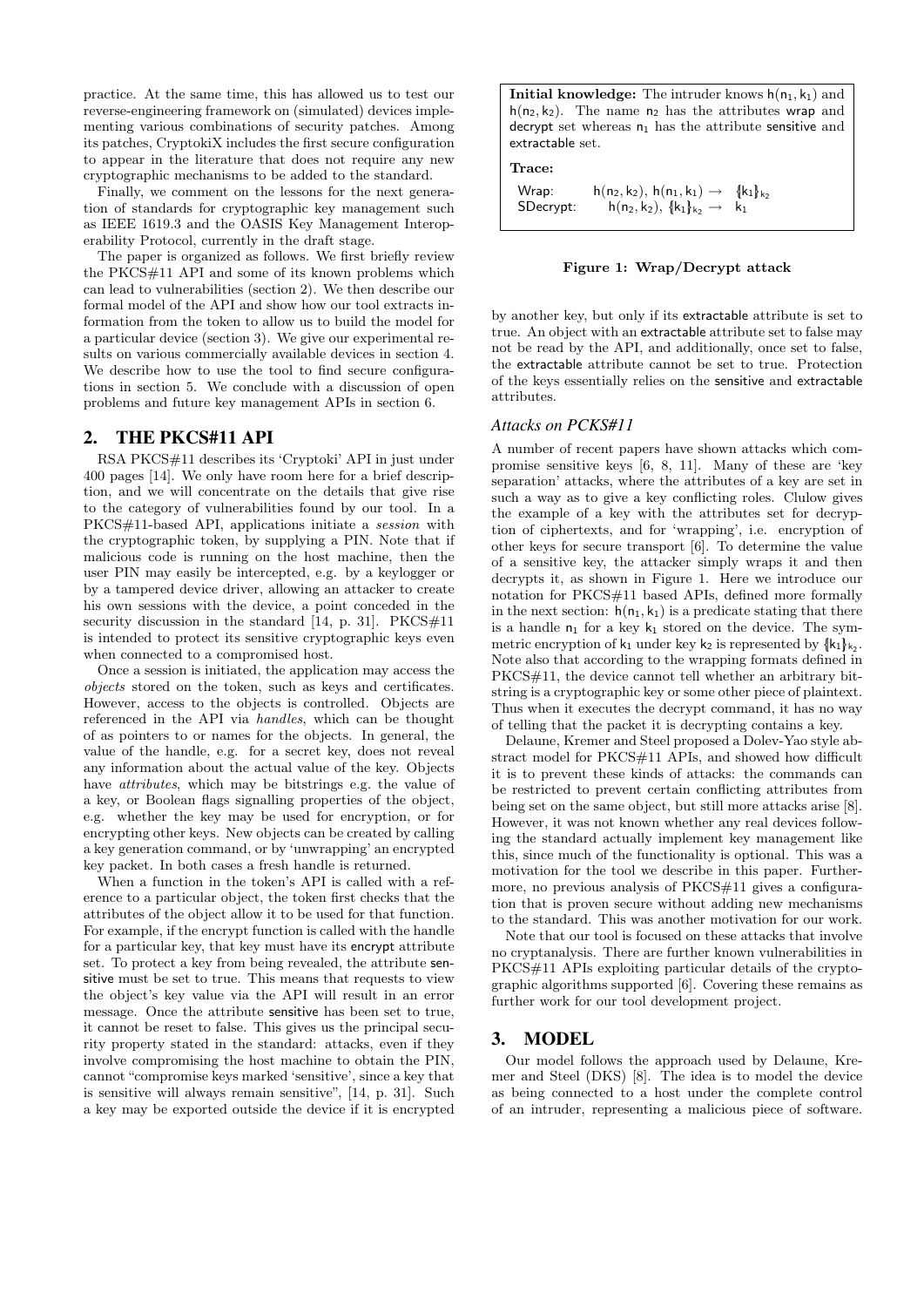practice. At the same time, this has allowed us to test our reverse-engineering framework on (simulated) devices implementing various combinations of security patches. Among its patches, CryptokiX includes the first secure configuration to appear in the literature that does not require any new cryptographic mechanisms to be added to the standard.

Finally, we comment on the lessons for the next generation of standards for cryptographic key management such as IEEE 1619.3 and the OASIS Key Management Interoperability Protocol, currently in the draft stage.

The paper is organized as follows. We first briefly review the PKCS#11 API and some of its known problems which can lead to vulnerabilities (section 2). We then describe our formal model of the API and show how our tool extracts information from the token to allow us to build the model for a particular device (section 3). We give our experimental results on various commercially available devices in section 4. We describe how to use the tool to find secure configurations in section 5. We conclude with a discussion of open problems and future key management APIs in section 6.

## 2. THE PKCS#11 API

RSA PKCS#11 describes its 'Cryptoki' API in just under 400 pages [14]. We only have room here for a brief description, and we will concentrate on the details that give rise to the category of vulnerabilities found by our tool. In a PKCS#11-based API, applications initiate a *session* with the cryptographic token, by supplying a PIN. Note that if malicious code is running on the host machine, then the user PIN may easily be intercepted, e.g. by a keylogger or by a tampered device driver, allowing an attacker to create his own sessions with the device, a point conceded in the security discussion in the standard [14, p. 31]. PKCS#11 is intended to protect its sensitive cryptographic keys even when connected to a compromised host.

Once a session is initiated, the application may access the *objects* stored on the token, such as keys and certificates. However, access to the objects is controlled. Objects are referenced in the API via *handles*, which can be thought of as pointers to or names for the objects. In general, the value of the handle, e.g. for a secret key, does not reveal any information about the actual value of the key. Objects have *attributes*, which may be bitstrings e.g. the value of a key, or Boolean flags signalling properties of the object, e.g. whether the key may be used for encryption, or for encrypting other keys. New objects can be created by calling a key generation command, or by 'unwrapping' an encrypted key packet. In both cases a fresh handle is returned.

When a function in the token's API is called with a reference to a particular object, the token first checks that the attributes of the object allow it to be used for that function. For example, if the encrypt function is called with the handle for a particular key, that key must have its encrypt attribute set. To protect a key from being revealed, the attribute sensitive must be set to true. This means that requests to view the object's key value via the API will result in an error message. Once the attribute sensitive has been set to true, it cannot be reset to false. This gives us the principal security property stated in the standard: attacks, even if they involve compromising the host machine to obtain the PIN, cannot "compromise keys marked 'sensitive', since a key that is sensitive will always remain sensitive", [14, p. 31]. Such a key may be exported outside the device if it is encrypted by another key, but only if its extractable attribute is set to true. An object with an extractable attribute set to false may not be read by the API, and additionally, once set to false, the extractable attribute cannot be set to true. Protection of the keys essentially relies on the sensitive and extractable attributes.

**Initial knowledge:** The intruder knows $h(n_1, k_1)$ and $h(n_2, k_2)$. The name $n_2$ has the attributes wrap and decrypt set whereas $n_1$ has the attribute sensitive and extractable set.

**Trace:**

Wrap: $h(n_2, k_2),\ h(n_1, k_1) \rightarrow \{\!|k_1|\!\}_{k_2}$

SDecrypt: $h(n_2, k_2),\ \{\!|k_1|\!\}_{k_2} \rightarrow k_1$

**Figure 1: Wrap/Decrypt attack**

### *Attacks on PCKS#11*

A number of recent papers have shown attacks which compromise sensitive keys [6, 8, 11]. Many of these are 'key separation' attacks, where the attributes of a key are set in such a way as to give a key conflicting roles. Clulow gives the example of a key with the attributes set for decryption of ciphertexts, and for 'wrapping', i.e. encryption of other keys for secure transport [6]. To determine the value of a sensitive key, the attacker simply wraps it and then decrypts it, as shown in Figure 1. Here we introduce our notation for PKCS#11 based APIs, defined more formally in the next section: $h(n_1, k_1)$ is a predicate stating that there is a handle $n_1$ for a key $k_1$ stored on the device. The symmetric encryption of $k_1$ under key $k_2$ is represented by $\{\!|k_1|\!\}_{k_2}$. Note also that according to the wrapping formats defined in PKCS#11, the device cannot tell whether an arbitrary bitstring is a cryptographic key or some other piece of plaintext. Thus when it executes the decrypt command, it has no way of telling that the packet it is decrypting contains a key.

Delaune, Kremer and Steel proposed a Dolev-Yao style abstract model for PKCS#11 APIs, and showed how difficult it is to prevent these kinds of attacks: the commands can be restricted to prevent certain conflicting attributes from being set on the same object, but still more attacks arise [8]. However, it was not known whether any real devices following the standard actually implement key management like this, since much of the functionality is optional. This was a motivation for the tool we describe in this paper. Furthermore, no previous analysis of PKCS#11 gives a configuration that is proven secure without adding new mechanisms to the standard. This was another motivation for our work.

Note that our tool is focused on these attacks that involve no cryptanalysis. There are further known vulnerabilities in PKCS#11 APIs exploiting particular details of the cryptographic algorithms supported [6]. Covering these remains as further work for our tool development project.

## 3. MODEL

Our model follows the approach used by Delaune, Kremer and Steel (DKS) [8]. The idea is to model the device as being connected to a host under the complete control of an intruder, representing a malicious piece of software.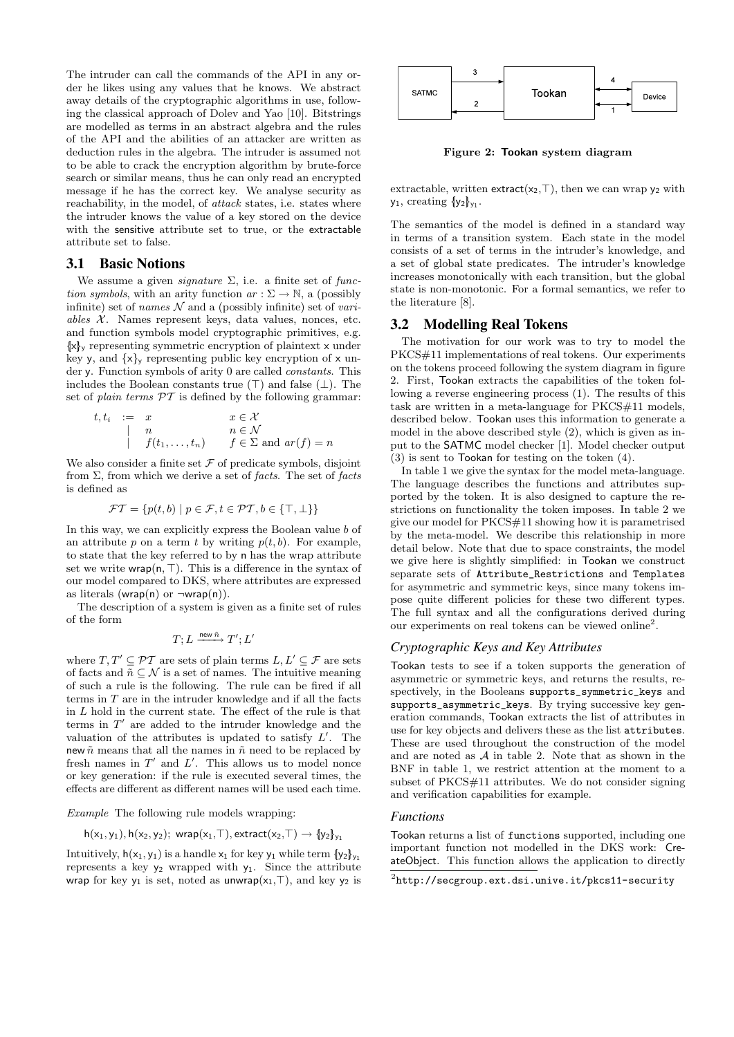The intruder can call the commands of the API in any order he likes using any values that he knows. We abstract away details of the cryptographic algorithms in use, following the classical approach of Dolev and Yao [10]. Bitstrings are modelled as terms in an abstract algebra and the rules of the API and the abilities of an attacker are written as deduction rules in the algebra. The intruder is assumed not to be able to crack the encryption algorithm by brute-force search or similar means, thus he can only read an encrypted message if he has the correct key. We analyse security as reachability, in the model, of *attack* states, i.e. states where the intruder knows the value of a key stored on the device with the sensitive attribute set to true, or the extractable attribute set to false.

## 3.1 Basic Notions

We assume a given *signature* $\Sigma$, i.e. a finite set of *function symbols*, with an arity function $ar : \Sigma \rightarrow \mathbb{N}$, a (possibly infinite) set of *names* $\mathcal{N}$ and a (possibly infinite) set of *variables* $\mathcal{X}$. Names represent keys, data values, nonces, etc. and function symbols model cryptographic primitives, e.g. $\{\!|x|\!\}_y$ representing symmetric encryption of plaintext x under key y, and $\{x\}_y$ representing public key encryption of x under y. Function symbols of arity 0 are called *constants*. This includes the Boolean constants true ($\top$) and false ($\bot$). The set of *plain terms* $\mathcal{PT}$ is defined by the following grammar:

$$
\begin{array}{llll}
t, t_i & := & x & x \in \mathcal{X} \\
 & | & n & n \in \mathcal{N} \\
 & | & f(t_1, \ldots, t_n) & f \in \Sigma \text{ and } ar(f) = n
\end{array}
$$

We also consider a finite set $\mathcal{F}$ of predicate symbols, disjoint from $\Sigma$, from which we derive a set of *facts*. The set of *facts* is defined as

$$\mathcal{FT} = \{p(t, b) \mid p \in \mathcal{F}, t \in \mathcal{PT}, b \in \{\top, \bot\}\}$$

In this way, we can explicitly express the Boolean value $b$ of an attribute $p$ on a term $t$ by writing $p(t, b)$. For example, to state that the key referred to by n has the wrap attribute set we write $\mathsf{wrap}(\mathsf{n}, \top)$. This is a difference in the syntax of our model compared to DKS, where attributes are expressed as literals ($\mathsf{wrap}(\mathsf{n})$ or $\neg\mathsf{wrap}(\mathsf{n})$).

The description of a system is given as a finite set of rules of the form

$$T; L \xrightarrow{\mathsf{new}\ \tilde{n}} T'; L'$$

where $T, T' \subseteq \mathcal{PT}$ are sets of plain terms $L, L' \subseteq \mathcal{F}$ are sets of facts and $\tilde{n} \subseteq \mathcal{N}$ is a set of names. The intuitive meaning of such a rule is the following. The rule can be fired if all terms in $T$ are in the intruder knowledge and if all the facts in $L$ hold in the current state. The effect of the rule is that terms in $T'$ are added to the intruder knowledge and the valuation of the attributes is updated to satisfy $L'$. The $\mathsf{new}\ \tilde{n}$ means that all the names in $\tilde{n}$ need to be replaced by fresh names in $T'$ and $L'$. This allows us to model nonce or key generation: if the rule is executed several times, the effects are different as different names will be used each time.

*Example* The following rule models wrapping:

$$\mathsf{h}(\mathsf{x}_1, \mathsf{y}_1), \mathsf{h}(\mathsf{x}_2, \mathsf{y}_2);\ \mathsf{wrap}(\mathsf{x}_1, \top), \mathsf{extract}(\mathsf{x}_2, \top) \rightarrow \{\!|\mathsf{y}_2|\!\}_{\mathsf{y}_1}$$

Intuitively, $\mathsf{h}(\mathsf{x}_1, \mathsf{y}_1)$ is a handle $\mathsf{x}_1$ for key $\mathsf{y}_1$ while term $\{\!|\mathsf{y}_2|\!\}_{\mathsf{y}_1}$ represents a key $\mathsf{y}_2$ wrapped with $\mathsf{y}_1$. Since the attribute wrap for key $\mathsf{y}_1$ is set, noted as $\mathsf{unwrap}(\mathsf{x}_1, \top)$, and key $\mathsf{y}_2$ is extractable, written $\mathsf{extract}(\mathsf{x}_2, \top)$, then we can wrap $\mathsf{y}_2$ with $\mathsf{y}_1$, creating $\{\!|\mathsf{y}_2|\!\}_{\mathsf{y}_1}$.

The semantics of the model is defined in a standard way in terms of a transition system. Each state in the model consists of a set of terms in the intruder's knowledge, and a set of global state predicates. The intruder's knowledge increases monotonically with each transition, but the global state is non-monotonic. For a formal semantics, we refer to the literature [8].

**Figure 2: Tookan system diagram**

## 3.2 Modelling Real Tokens

The motivation for our work was to try to model the PKCS#11 implementations of real tokens. Our experiments on the tokens proceed following the system diagram in figure 2. First, Tookan extracts the capabilities of the token following a reverse engineering process (1). The results of this task are written in a meta-language for PKCS#11 models, described below. Tookan uses this information to generate a model in the above described style (2), which is given as input to the SATMC model checker [1]. Model checker output (3) is sent to Tookan for testing on the token (4).

In table 1 we give the syntax for the model meta-language. The language describes the functions and attributes supported by the token. It is also designed to capture the restrictions on functionality the token imposes. In table 2 we give our model for PKCS#11 showing how it is parametrised by the meta-model. We describe this relationship in more detail below. Note that due to space constraints, the model we give here is slightly simplified: in Tookan we construct separate sets of `Attribute_Restrictions` and `Templates` for asymmetric and symmetric keys, since many tokens impose quite different policies for these two different types. The full syntax and all the configurations derived during our experiments on real tokens can be viewed online[2].

### Cryptographic Keys and Key Attributes

Tookan tests to see if a token supports the generation of asymmetric or symmetric keys, and returns the results, respectively, in the Booleans `supports_symmetric_keys` and `supports_asymmetric_keys`. By trying successive key generation commands, Tookan extracts the list of attributes in use for key objects and delivers these as the list `attributes`. These are used throughout the construction of the model and are noted as $\mathcal{A}$ in table 2. Note that as shown in the BNF in table 1, we restrict attention at the moment to a subset of PKCS#11 attributes. We do not consider signing and verification capabilities for example.

### Functions

Tookan returns a list of `functions` supported, including one important function not modelled in the DKS work: CreateObject. This function allows the application to directly

[2] http://secgroup.ext.dsi.unive.it/pkcs11-security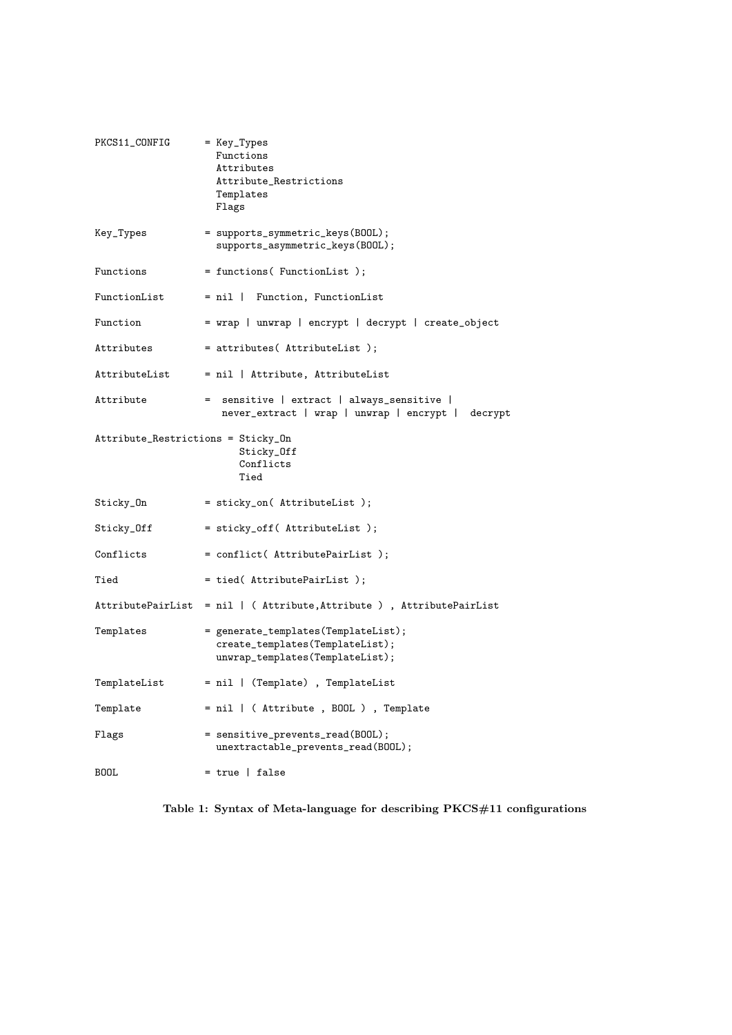```
PKCS11_CONFIG      = Key_Types
                     Functions
                     Attributes
                     Attribute_Restrictions
                     Templates
                     Flags

Key_Types          = supports_symmetric_keys(BOOL);
                     supports_asymmetric_keys(BOOL);

Functions          = functions( FunctionList );

FunctionList       = nil |  Function, FunctionList

Function           = wrap | unwrap | encrypt | decrypt | create_object

Attributes         = attributes( AttributeList );

AttributeList      = nil | Attribute, AttributeList

Attribute          =  sensitive | extract | always_sensitive |
                      never_extract | wrap | unwrap | encrypt |  decrypt

Attribute_Restrictions = Sticky_On
                         Sticky_Off
                         Conflicts
                         Tied

Sticky_On          = sticky_on( AttributeList );

Sticky_Off         = sticky_off( AttributeList );

Conflicts          = conflict( AttributePairList );

Tied               = tied( AttributePairList );

AttributePairList  = nil | ( Attribute,Attribute ) , AttributePairList

Templates          = generate_templates(TemplateList);
                     create_templates(TemplateList);
                     unwrap_templates(TemplateList);

TemplateList       = nil | (Template) , TemplateList

Template           = nil | ( Attribute , BOOL ) , Template

Flags              = sensitive_prevents_read(BOOL);
                     unextractable_prevents_read(BOOL);

BOOL               = true | false
```

**Table 1: Syntax of Meta-language for describing PKCS#11 configurations**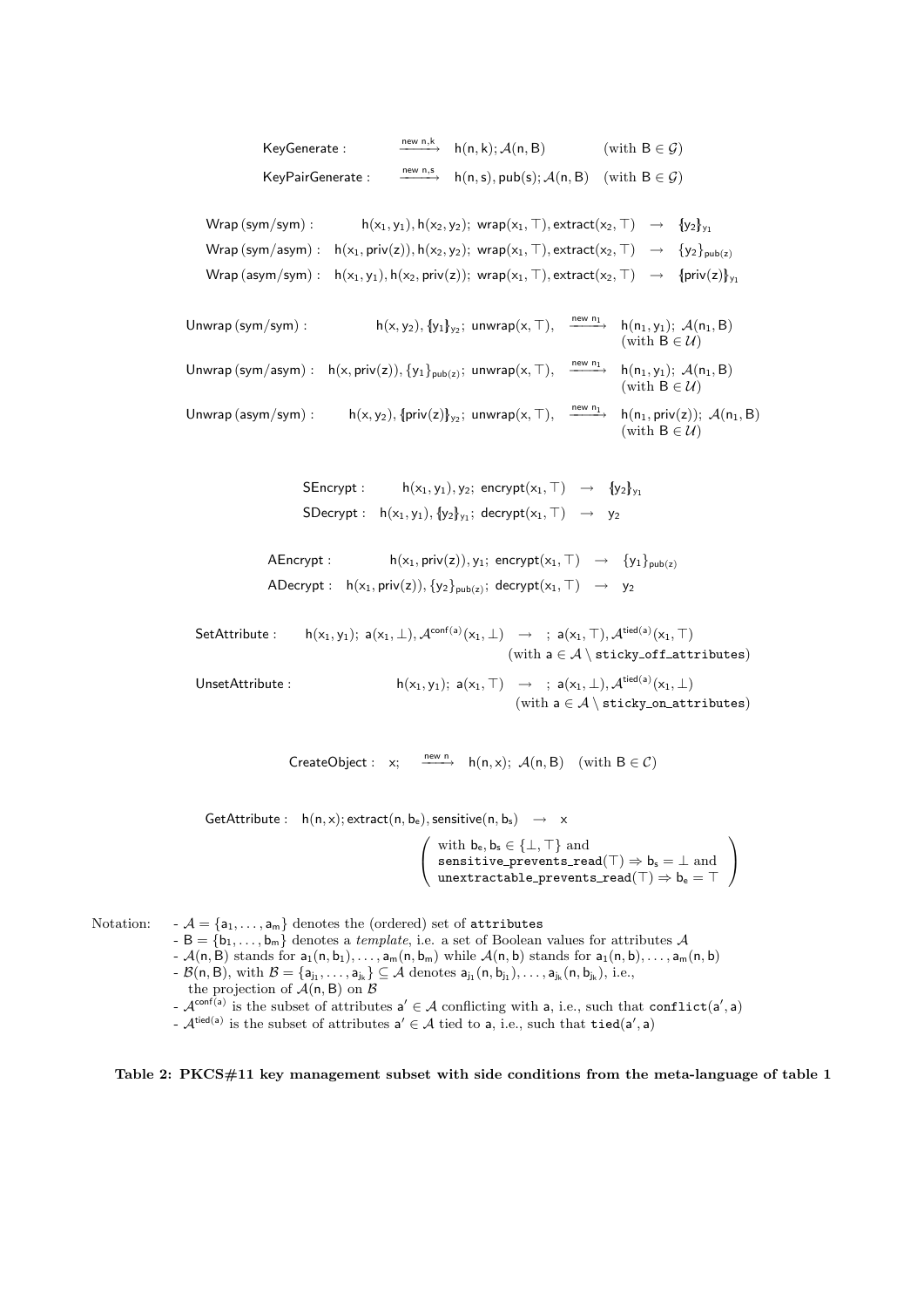$$\text{KeyGenerate}: \quad \xrightarrow{\text{new } n,k} \quad h(n,k); \mathcal{A}(n,B) \qquad (\text{with } B \in \mathcal{G})$$

$$\text{KeyPairGenerate}: \quad \xrightarrow{\text{new } n,s} \quad h(n,s), \text{pub}(s); \mathcal{A}(n,B) \quad (\text{with } B \in \mathcal{G})$$

$$\text{Wrap (sym/sym)}: \quad h(x_1,y_1), h(x_2,y_2);\ \text{wrap}(x_1,\top), \text{extract}(x_2,\top) \quad \rightarrow \quad \{\!|y_2|\!\}_{y_1}$$

$$\text{Wrap (sym/asym)}: \quad h(x_1,\text{priv}(z)), h(x_2,y_2);\ \text{wrap}(x_1,\top), \text{extract}(x_2,\top) \quad \rightarrow \quad \{y_2\}_{\text{pub}(z)}$$

$$\text{Wrap (asym/sym)}: \quad h(x_1,y_1), h(x_2,\text{priv}(z));\ \text{wrap}(x_1,\top), \text{extract}(x_2,\top) \quad \rightarrow \quad \{\!|\text{priv}(z)|\!\}_{y_1}$$

$$\text{Unwrap (sym/sym)}: \quad h(x,y_2), \{\!|y_1|\!\}_{y_2};\ \text{unwrap}(x,\top), \quad \xrightarrow{\text{new } n_1} \quad h(n_1,y_1);\ \mathcal{A}(n_1,B) \quad (\text{with } B \in \mathcal{U})$$

$$\text{Unwrap (sym/asym)}: \quad h(x,\text{priv}(z)), \{y_1\}_{\text{pub}(z)};\ \text{unwrap}(x,\top), \quad \xrightarrow{\text{new } n_1} \quad h(n_1,y_1);\ \mathcal{A}(n_1,B) \quad (\text{with } B \in \mathcal{U})$$

$$\text{Unwrap (asym/sym)}: \quad h(x,y_2), \{\!|\text{priv}(z)|\!\}_{y_2};\ \text{unwrap}(x,\top), \quad \xrightarrow{\text{new } n_1} \quad h(n_1,\text{priv}(z));\ \mathcal{A}(n_1,B) \quad (\text{with } B \in \mathcal{U})$$

$$\text{SEncrypt}: \quad h(x_1,y_1), y_2;\ \text{encrypt}(x_1,\top) \quad \rightarrow \quad \{\!|y_2|\!\}_{y_1}$$

$$\text{SDecrypt}: \quad h(x_1,y_1), \{\!|y_2|\!\}_{y_1};\ \text{decrypt}(x_1,\top) \quad \rightarrow \quad y_2$$

$$\text{AEncrypt}: \quad h(x_1,\text{priv}(z)), y_1;\ \text{encrypt}(x_1,\top) \quad \rightarrow \quad \{y_1\}_{\text{pub}(z)}$$

$$\text{ADecrypt}: \quad h(x_1,\text{priv}(z)), \{y_2\}_{\text{pub}(z)};\ \text{decrypt}(x_1,\top) \quad \rightarrow \quad y_2$$

$$\text{SetAttribute}: \quad h(x_1,y_1);\ a(x_1,\bot), \mathcal{A}^{\text{conf}(a)}(x_1,\bot) \quad \rightarrow \quad ;\ a(x_1,\top), \mathcal{A}^{\text{tied}(a)}(x_1,\top) \quad (\text{with } a \in \mathcal{A} \setminus \texttt{sticky\_off\_attributes})$$

$$\text{UnsetAttribute}: \quad h(x_1,y_1);\ a(x_1,\top) \quad \rightarrow \quad ;\ a(x_1,\bot), \mathcal{A}^{\text{tied}(a)}(x_1,\bot) \quad (\text{with } a \in \mathcal{A} \setminus \texttt{sticky\_on\_attributes})$$

$$\text{CreateObject}: \quad x; \quad \xrightarrow{\text{new } n} \quad h(n,x);\ \mathcal{A}(n,B) \quad (\text{with } B \in \mathcal{C})$$

$$\text{GetAttribute}: \quad h(n,x); \text{extract}(n,b_e), \text{sensitive}(n,b_s) \quad \rightarrow \quad x \quad \left(\begin{array}{l}\text{with } b_e, b_s \in \{\bot,\top\} \text{ and} \\ \texttt{sensitive\_prevents\_read}(\top) \Rightarrow b_s = \bot \text{ and} \\ \texttt{unextractable\_prevents\_read}(\top) \Rightarrow b_e = \top\end{array}\right)$$

Notation:
- $\mathcal{A} = \{a_1, \ldots, a_m\}$ denotes the (ordered) set of `attributes`
- $B = \{b_1, \ldots, b_m\}$ denotes a *template*, i.e. a set of Boolean values for attributes $\mathcal{A}$
- $\mathcal{A}(n,B)$ stands for $a_1(n,b_1), \ldots, a_m(n,b_m)$ while $\mathcal{A}(n,b)$ stands for $a_1(n,b), \ldots, a_m(n,b)$
- $\mathcal{B}(n,B)$, with $\mathcal{B} = \{a_{j_1}, \ldots, a_{j_k}\} \subseteq \mathcal{A}$ denotes $a_{j_1}(n,b_{j_1}), \ldots, a_{j_k}(n,b_{j_k})$, i.e., the projection of $\mathcal{A}(n,B)$ on $\mathcal{B}$
- $\mathcal{A}^{\text{conf}(a)}$ is the subset of attributes $a' \in \mathcal{A}$ conflicting with $a$, i.e., such that $\texttt{conflict}(a', a)$
- $\mathcal{A}^{\text{tied}(a)}$ is the subset of attributes $a' \in \mathcal{A}$ tied to $a$, i.e., such that $\texttt{tied}(a', a)$

**Table 2: PKCS#11 key management subset with side conditions from the meta-language of table 1**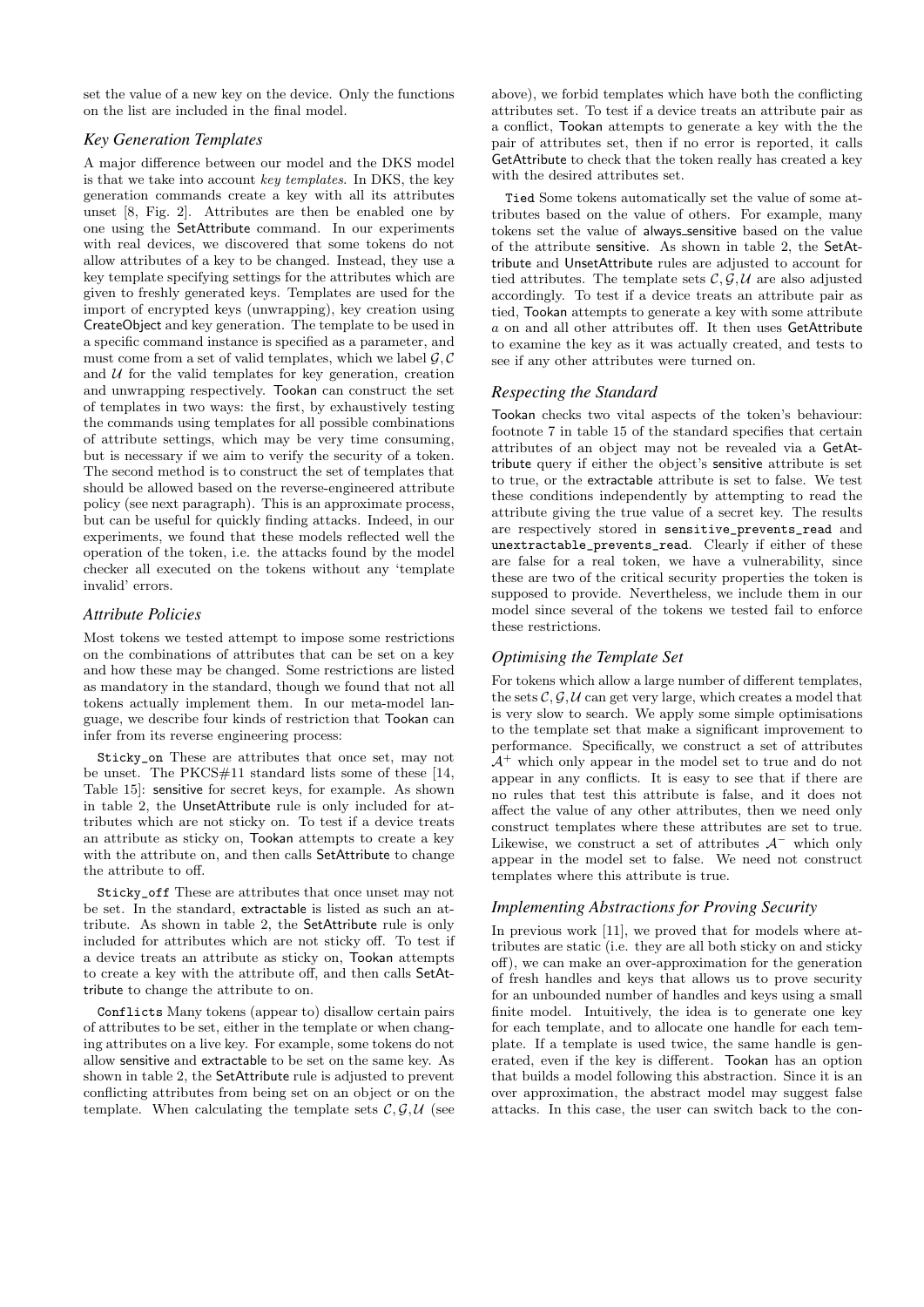set the value of a new key on the device. Only the functions on the list are included in the final model.

### *Key Generation Templates*

A major difference between our model and the DKS model is that we take into account *key templates*. In DKS, the key generation commands create a key with all its attributes unset [8, Fig. 2]. Attributes are then be enabled one by one using the SetAttribute command. In our experiments with real devices, we discovered that some tokens do not allow attributes of a key to be changed. Instead, they use a key template specifying settings for the attributes which are given to freshly generated keys. Templates are used for the import of encrypted keys (unwrapping), key creation using CreateObject and key generation. The template to be used in a specific command instance is specified as a parameter, and must come from a set of valid templates, which we label $\mathcal{G}, \mathcal{C}$ and $\mathcal{U}$ for the valid templates for key generation, creation and unwrapping respectively. Tookan can construct the set of templates in two ways: the first, by exhaustively testing the commands using templates for all possible combinations of attribute settings, which may be very time consuming, but is necessary if we aim to verify the security of a token. The second method is to construct the set of templates that should be allowed based on the reverse-engineered attribute policy (see next paragraph). This is an approximate process, but can be useful for quickly finding attacks. Indeed, in our experiments, we found that these models reflected well the operation of the token, i.e. the attacks found by the model checker all executed on the tokens without any 'template invalid' errors.

### *Attribute Policies*

Most tokens we tested attempt to impose some restrictions on the combinations of attributes that can be set on a key and how these may be changed. Some restrictions are listed as mandatory in the standard, though we found that not all tokens actually implement them. In our meta-model language, we describe four kinds of restriction that Tookan can infer from its reverse engineering process:

`Sticky_on` These are attributes that once set, may not be unset. The PKCS#11 standard lists some of these [14, Table 15]: sensitive for secret keys, for example. As shown in table 2, the UnsetAttribute rule is only included for attributes which are not sticky on. To test if a device treats an attribute as sticky on, Tookan attempts to create a key with the attribute on, and then calls SetAttribute to change the attribute to off.

`Sticky_off` These are attributes that once unset may not be set. In the standard, extractable is listed as such an attribute. As shown in table 2, the SetAttribute rule is only included for attributes which are not sticky off. To test if a device treats an attribute as sticky on, Tookan attempts to create a key with the attribute off, and then calls SetAttribute to change the attribute to on.

`Conflicts` Many tokens (appear to) disallow certain pairs of attributes to be set, either in the template or when changing attributes on a live key. For example, some tokens do not allow sensitive and extractable to be set on the same key. As shown in table 2, the SetAttribute rule is adjusted to prevent conflicting attributes from being set on an object or on the template. When calculating the template sets $\mathcal{C}, \mathcal{G}, \mathcal{U}$ (see above), we forbid templates which have both the conflicting attributes set. To test if a device treats an attribute pair as a conflict, Tookan attempts to generate a key with the the pair of attributes set, then if no error is reported, it calls GetAttribute to check that the token really has created a key with the desired attributes set.

`Tied` Some tokens automatically set the value of some attributes based on the value of others. For example, many tokens set the value of always_sensitive based on the value of the attribute sensitive. As shown in table 2, the SetAttribute and UnsetAttribute rules are adjusted to account for tied attributes. The template sets $\mathcal{C}, \mathcal{G}, \mathcal{U}$ are also adjusted accordingly. To test if a device treats an attribute pair as tied, Tookan attempts to generate a key with some attribute $a$ on and all other attributes off. It then uses GetAttribute to examine the key as it was actually created, and tests to see if any other attributes were turned on.

### *Respecting the Standard*

Tookan checks two vital aspects of the token's behaviour: footnote 7 in table 15 of the standard specifies that certain attributes of an object may not be revealed via a GetAttribute query if either the object's sensitive attribute is set to true, or the extractable attribute is set to false. We test these conditions independently by attempting to read the attribute giving the true value of a secret key. The results are respectively stored in `sensitive_prevents_read` and `unextractable_prevents_read`. Clearly if either of these are false for a real token, we have a vulnerability, since these are two of the critical security properties the token is supposed to provide. Nevertheless, we include them in our model since several of the tokens we tested fail to enforce these restrictions.

### *Optimising the Template Set*

For tokens which allow a large number of different templates, the sets $\mathcal{C}, \mathcal{G}, \mathcal{U}$ can get very large, which creates a model that is very slow to search. We apply some simple optimisations to the template set that make a significant improvement to performance. Specifically, we construct a set of attributes $\mathcal{A}^+$ which only appear in the model set to true and do not appear in any conflicts. It is easy to see that if there are no rules that test this attribute is false, and it does not affect the value of any other attributes, then we need only construct templates where these attributes are set to true. Likewise, we construct a set of attributes $\mathcal{A}^-$ which only appear in the model set to false. We need not construct templates where this attribute is true.

### *Implementing Abstractions for Proving Security*

In previous work [11], we proved that for models where attributes are static (i.e. they are all both sticky on and sticky off), we can make an over-approximation for the generation of fresh handles and keys that allows us to prove security for an unbounded number of handles and keys using a small finite model. Intuitively, the idea is to generate one key for each template, and to allocate one handle for each template. If a template is used twice, the same handle is generated, even if the key is different. Tookan has an option that builds a model following this abstraction. Since it is an over approximation, the abstract model may suggest false attacks. In this case, the user can switch back to the con-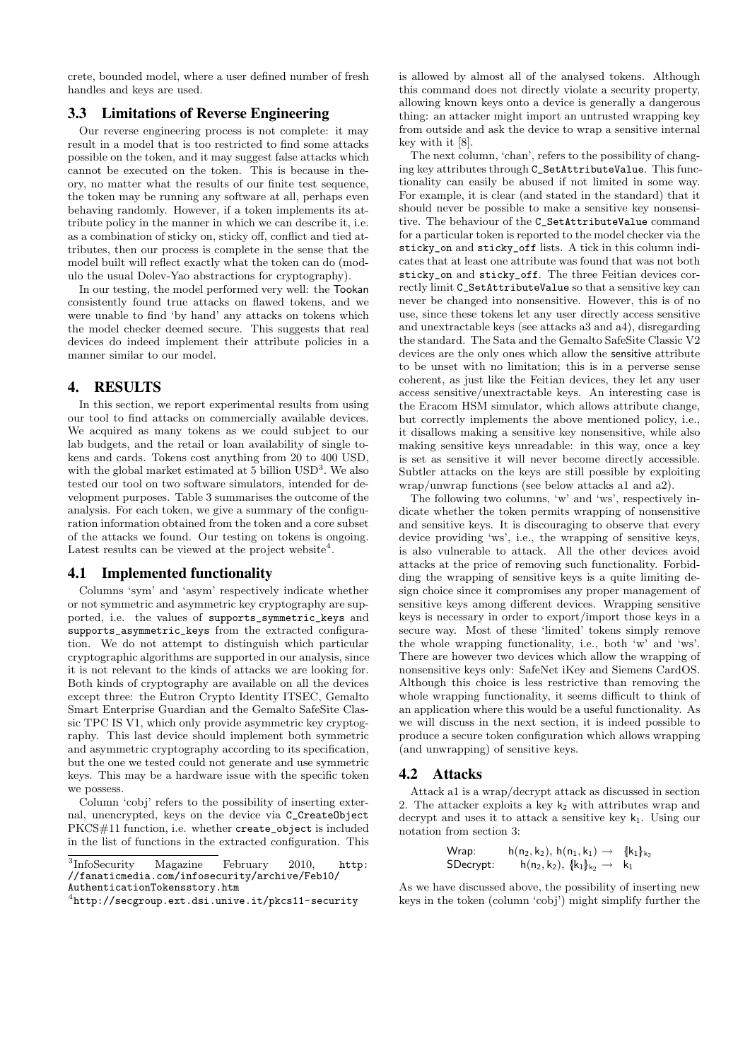crete, bounded model, where a user defined number of fresh handles and keys are used.

### 3.3 Limitations of Reverse Engineering

Our reverse engineering process is not complete: it may result in a model that is too restricted to find some attacks possible on the token, and it may suggest false attacks which cannot be executed on the token. This is because in theory, no matter what the results of our finite test sequence, the token may be running any software at all, perhaps even behaving randomly. However, if a token implements its attribute policy in the manner in which we can describe it, i.e. as a combination of sticky on, sticky off, conflict and tied attributes, then our process is complete in the sense that the model built will reflect exactly what the token can do (modulo the usual Dolev-Yao abstractions for cryptography).

In our testing, the model performed very well: the Tookan consistently found true attacks on flawed tokens, and we were unable to find 'by hand' any attacks on tokens which the model checker deemed secure. This suggests that real devices do indeed implement their attribute policies in a manner similar to our model.

## 4. RESULTS

In this section, we report experimental results from using our tool to find attacks on commercially available devices. We acquired as many tokens as we could subject to our lab budgets, and the retail or loan availability of single tokens and cards. Tokens cost anything from 20 to 400 USD, with the global market estimated at 5 billion USD[3]. We also tested our tool on two software simulators, intended for development purposes. Table 3 summarises the outcome of the analysis. For each token, we give a summary of the configuration information obtained from the token and a core subset of the attacks we found. Our testing on tokens is ongoing. Latest results can be viewed at the project website[4].

### 4.1 Implemented functionality

Columns 'sym' and 'asym' respectively indicate whether or not symmetric and asymmetric key cryptography are supported, i.e. the values of `supports_symmetric_keys` and `supports_asymmetric_keys` from the extracted configuration. We do not attempt to distinguish which particular cryptographic algorithms are supported in our analysis, since it is not relevant to the kinds of attacks we are looking for. Both kinds of cryptography are available on all the devices except three: the Eutron Crypto Identity ITSEC, Gemalto Smart Enterprise Guardian and the Gemalto SafeSite Classic TPC IS V1, which only provide asymmetric key cryptography. This last device should implement both symmetric and asymmetric cryptography according to its specification, but the one we tested could not generate and use symmetric keys. This may be a hardware issue with the specific token we possess.

Column 'cobj' refers to the possibility of inserting external, unencrypted, keys on the device via `C_CreateObject` PKCS#11 function, i.e. whether `create_object` is included in the list of functions in the extracted configuration. This is allowed by almost all of the analysed tokens. Although this command does not directly violate a security property, allowing known keys onto a device is generally a dangerous thing: an attacker might import an untrusted wrapping key from outside and ask the device to wrap a sensitive internal key with it [8].

The next column, 'chan', refers to the possibility of changing key attributes through `C_SetAttributeValue`. This functionality can easily be abused if not limited in some way. For example, it is clear (and stated in the standard) that it should never be possible to make a sensitive key nonsensitive. The behaviour of the `C_SetAttributeValue` command for a particular token is reported to the model checker via the `sticky_on` and `sticky_off` lists. A tick in this column indicates that at least one attribute was found that was not both `sticky_on` and `sticky_off`. The three Feitian devices correctly limit `C_SetAttributeValue` so that a sensitive key can never be changed into nonsensitive. However, this is of no use, since these tokens let any user directly access sensitive and unextractable keys (see attacks a3 and a4), disregarding the standard. The Sata and the Gemalto SafeSite Classic V2 devices are the only ones which allow the sensitive attribute to be unset with no limitation; this is in a perverse sense coherent, as just like the Feitian devices, they let any user access sensitive/unextractable keys. An interesting case is the Eracom HSM simulator, which allows attribute change, but correctly implements the above mentioned policy, i.e., it disallows making a sensitive key nonsensitive, while also making sensitive keys unreadable: in this way, once a key is set as sensitive it will never become directly accessible. Subtler attacks on the keys are still possible by exploiting wrap/unwrap functions (see below attacks a1 and a2).

The following two columns, 'w' and 'ws', respectively indicate whether the token permits wrapping of nonsensitive and sensitive keys. It is discouraging to observe that every device providing 'ws', i.e., the wrapping of sensitive keys, is also vulnerable to attack. All the other devices avoid attacks at the price of removing such functionality. Forbidding the wrapping of sensitive keys is a quite limiting design choice since it compromises any proper management of sensitive keys among different devices. Wrapping sensitive keys is necessary in order to export/import those keys in a secure way. Most of these 'limited' tokens simply remove the whole wrapping functionality, i.e., both 'w' and 'ws'. There are however two devices which allow the wrapping of nonsensitive keys only: SafeNet iKey and Siemens CardOS. Although this choice is less restrictive than removing the whole wrapping functionality, it seems difficult to think of an application where this would be a useful functionality. As we will discuss in the next section, it is indeed possible to produce a secure token configuration which allows wrapping (and unwrapping) of sensitive keys.

### 4.2 Attacks

Attack a1 is a wrap/decrypt attack as discussed in section 2. The attacker exploits a key $k_2$ with attributes wrap and decrypt and uses it to attack a sensitive key $k_1$. Using our notation from section 3:

$$\begin{array}{lll} \mathsf{Wrap:} & \mathsf{h}(\mathsf{n}_2,\mathsf{k}_2),\ \mathsf{h}(\mathsf{n}_1,\mathsf{k}_1) \rightarrow & \{|\mathsf{k}_1|\}_{\mathsf{k}_2} \\ \mathsf{SDecrypt:} & \mathsf{h}(\mathsf{n}_2,\mathsf{k}_2),\ \{|\mathsf{k}_1|\}_{\mathsf{k}_2} \rightarrow & \mathsf{k}_1 \end{array}$$

As we have discussed above, the possibility of inserting new keys in the token (column 'cobj') might simplify further the

[3] InfoSecurity Magazine February 2010, http://fanaticmedia.com/infosecurity/archive/Feb10/AuthenticationTokensstory.htm

[4] http://secgroup.ext.dsi.unive.it/pkcs11-security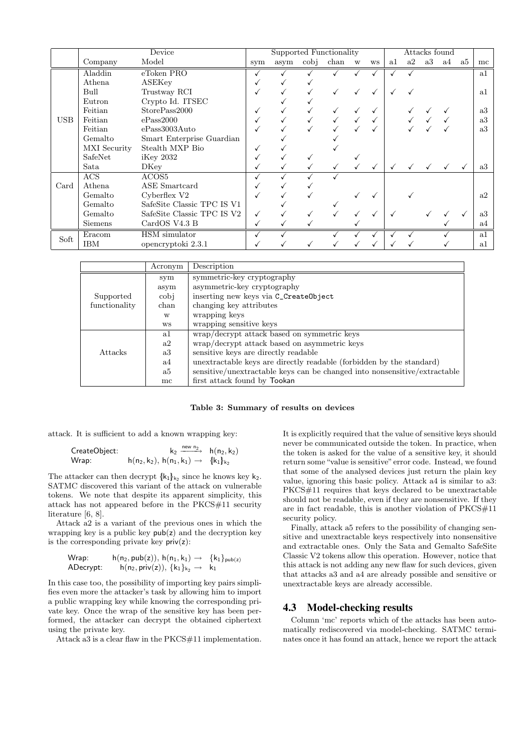| | Device | | Supported Functionality | | | | | | Attacks found | | | | | |
|---|---|---|---|---|---|---|---|---|---|---|---|---|---|---|
| | Company | Model | sym | asym | cobj | chan | w | ws | a1 | a2 | a3 | a4 | a5 | mc |
| USB | Aladdin | eToken PRO | ✓ | ✓ | ✓ | ✓ | ✓ | ✓ | ✓ | ✓ | | | | a1 |
| | Athena | ASEKey | ✓ | ✓ | ✓ | | | | | | | | | |
| | Bull | Trustway RCI | ✓ | ✓ | ✓ | ✓ | ✓ | ✓ | ✓ | ✓ | | | | a1 |
| | Eutron | Crypto Id. ITSEC | | ✓ | ✓ | | | | | | | | | |
| | Feitian | StorePass2000 | ✓ | ✓ | ✓ | ✓ | ✓ | ✓ | | ✓ | ✓ | ✓ | | a3 |
| | Feitian | ePass2000 | ✓ | ✓ | ✓ | ✓ | ✓ | ✓ | | ✓ | ✓ | ✓ | | a3 |
| | Feitian | ePass3003Auto | ✓ | ✓ | ✓ | ✓ | ✓ | ✓ | | ✓ | ✓ | ✓ | | a3 |
| | Gemalto | Smart Enterprise Guardian | | ✓ | | ✓ | | | | | | | | |
| | MXI Security | Stealth MXP Bio | ✓ | ✓ | | ✓ | | | | | | | | |
| | SafeNet | iKey 2032 | ✓ | ✓ | ✓ | | ✓ | | | | | | | |
| | Sata | DKey | ✓ | ✓ | ✓ | ✓ | ✓ | ✓ | ✓ | ✓ | ✓ | ✓ | ✓ | a3 |
| Card | ACS | ACOS5 | ✓ | ✓ | ✓ | ✓ | | | | | | | | |
| | Athena | ASE Smartcard | ✓ | ✓ | ✓ | | | | | | | | | |
| | Gemalto | Cyberflex V2 | ✓ | ✓ | ✓ | | ✓ | ✓ | | ✓ | | | | a2 |
| | Gemalto | SafeSite Classic TPC IS V1 | | ✓ | | ✓ | | | | | | | | |
| | Gemalto | SafeSite Classic TPC IS V2 | ✓ | ✓ | ✓ | ✓ | ✓ | ✓ | ✓ | | ✓ | ✓ | ✓ | a3 |
| | Siemens | CardOS V4.3 B | ✓ | ✓ | ✓ | | ✓ | | | | | ✓ | | a4 |
| Soft | Eracom | HSM simulator | ✓ | ✓ | | ✓ | ✓ | ✓ | ✓ | ✓ | | ✓ | | a1 |
| | IBM | opencryptoki 2.3.1 | ✓ | ✓ | ✓ | ✓ | ✓ | ✓ | ✓ | ✓ | | ✓ | | a1 |

| | Acronym | Description |
|---|---|---|
| Supported functionality | sym | symmetric-key cryptography |
| | asym | asymmetric-key cryptography |
| | cobj | inserting new keys via `C_CreateObject` |
| | chan | changing key attributes |
| | w | wrapping keys |
| | ws | wrapping sensitive keys |
| Attacks | a1 | wrap/decrypt attack based on symmetric keys |
| | a2 | wrap/decrypt attack based on asymmetric keys |
| | a3 | sensitive keys are directly readable |
| | a4 | unextractable keys are directly readable (forbidden by the standard) |
| | a5 | sensitive/unextractable keys can be changed into nonsensitive/extractable |
| | mc | first attack found by Tookan |

**Table 3: Summary of results on devices**

attack. It is sufficient to add a known wrapping key:

$$\begin{array}{lrcl} \text{CreateObject:} & k_2 & \xrightarrow{\text{new } n_2} & h(n_2, k_2) \\ \text{Wrap:} & h(n_2, k_2),\ h(n_1, k_1) & \rightarrow & \{\!|k_1|\!\}_{k_2} \end{array}$$

The attacker can then decrypt $\{\!|k_1|\!\}_{k_2}$ since he knows key $k_2$. SATMC discovered this variant of the attack on vulnerable tokens. We note that despite its apparent simplicity, this attack has not appeared before in the PKCS#11 security literature [6, 8].

Attack a2 is a variant of the previous ones in which the wrapping key is a public key $\mathsf{pub}(z)$ and the decryption key is the corresponding private key $\mathsf{priv}(z)$:

$$\begin{array}{lrcl} \text{Wrap:} & h(n_2, \mathsf{pub}(z)),\ h(n_1, k_1) & \rightarrow & \{k_1\}_{\mathsf{pub}(z)} \\ \text{ADecrypt:} & h(n_2, \mathsf{priv}(z)),\ \{k_1\}_{k_2} & \rightarrow & k_1 \end{array}$$

In this case too, the possibility of importing key pairs simplifies even more the attacker's task by allowing him to import a public wrapping key while knowing the corresponding private key. Once the wrap of the sensitive key has been performed, the attacker can decrypt the obtained ciphertext using the private key.

Attack a3 is a clear flaw in the PKCS#11 implementation. It is explicitly required that the value of sensitive keys should never be communicated outside the token. In practice, when the token is asked for the value of a sensitive key, it should return some "value is sensitive" error code. Instead, we found that some of the analysed devices just return the plain key value, ignoring this basic policy. Attack a4 is similar to a3: PKCS#11 requires that keys declared to be unextractable should not be readable, even if they are nonsensitive. If they are in fact readable, this is another violation of PKCS#11 security policy.

Finally, attack a5 refers to the possibility of changing sensitive and unextractable keys respectively into nonsensitive and extractable ones. Only the Sata and Gemalto SafeSite Classic V2 tokens allow this operation. However, notice that this attack is not adding any new flaw for such devices, given that attacks a3 and a4 are already possible and sensitive or unextractable keys are already accessible.

## 4.3 Model-checking results

Column 'mc' reports which of the attacks has been automatically rediscovered via model-checking. SATMC terminates once it has found an attack, hence we report the attack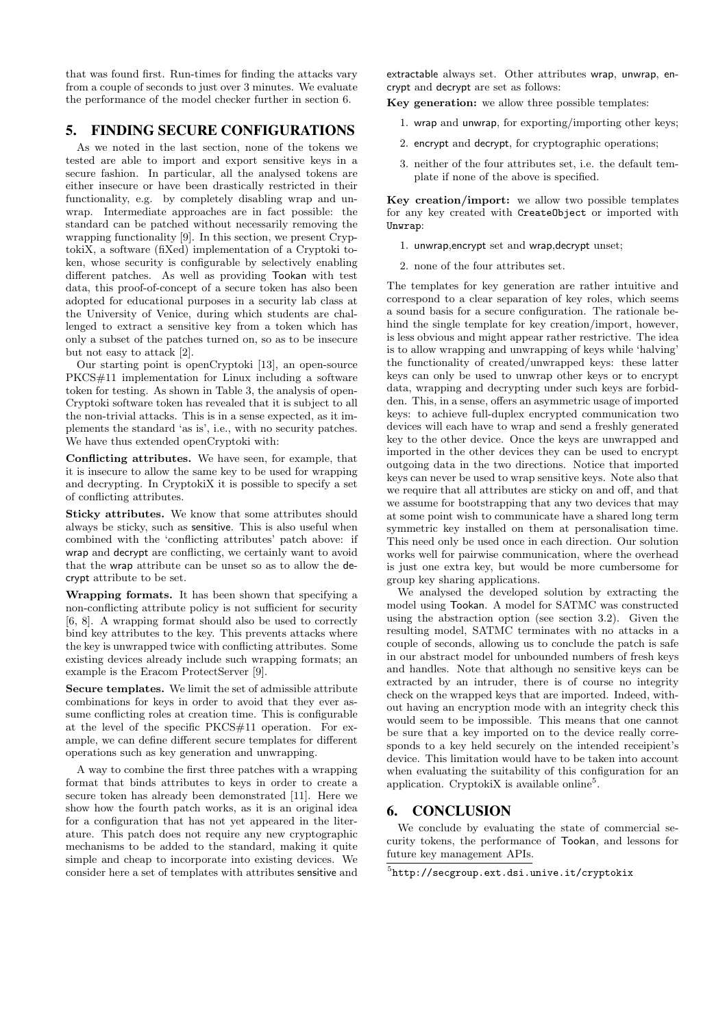that was found first. Run-times for finding the attacks vary from a couple of seconds to just over 3 minutes. We evaluate the performance of the model checker further in section 6.

## 5. FINDING SECURE CONFIGURATIONS

As we noted in the last section, none of the tokens we tested are able to import and export sensitive keys in a secure fashion. In particular, all the analysed tokens are either insecure or have been drastically restricted in their functionality, e.g. by completely disabling wrap and unwrap. Intermediate approaches are in fact possible: the standard can be patched without necessarily removing the wrapping functionality [9]. In this section, we present CryptokiX, a software (fiXed) implementation of a Cryptoki token, whose security is configurable by selectively enabling different patches. As well as providing Tookan with test data, this proof-of-concept of a secure token has also been adopted for educational purposes in a security lab class at the University of Venice, during which students are challenged to extract a sensitive key from a token which has only a subset of the patches turned on, so as to be insecure but not easy to attack [2].

Our starting point is openCryptoki [13], an open-source PKCS#11 implementation for Linux including a software token for testing. As shown in Table 3, the analysis of openCryptoki software token has revealed that it is subject to all the non-trivial attacks. This is in a sense expected, as it implements the standard 'as is', i.e., with no security patches. We have thus extended openCryptoki with:

**Conflicting attributes.** We have seen, for example, that it is insecure to allow the same key to be used for wrapping and decrypting. In CryptokiX it is possible to specify a set of conflicting attributes.

**Sticky attributes.** We know that some attributes should always be sticky, such as sensitive. This is also useful when combined with the 'conflicting attributes' patch above: if wrap and decrypt are conflicting, we certainly want to avoid that the wrap attribute can be unset so as to allow the decrypt attribute to be set.

**Wrapping formats.** It has been shown that specifying a non-conflicting attribute policy is not sufficient for security [6, 8]. A wrapping format should also be used to correctly bind key attributes to the key. This prevents attacks where the key is unwrapped twice with conflicting attributes. Some existing devices already include such wrapping formats; an example is the Eracom ProtectServer [9].

**Secure templates.** We limit the set of admissible attribute combinations for keys in order to avoid that they ever assume conflicting roles at creation time. This is configurable at the level of the specific PKCS#11 operation. For example, we can define different secure templates for different operations such as key generation and unwrapping.

A way to combine the first three patches with a wrapping format that binds attributes to keys in order to create a secure token has already been demonstrated [11]. Here we show how the fourth patch works, as it is an original idea for a configuration that has not yet appeared in the literature. This patch does not require any new cryptographic mechanisms to be added to the standard, making it quite simple and cheap to incorporate into existing devices. We consider here a set of templates with attributes sensitive and extractable always set. Other attributes wrap, unwrap, encrypt and decrypt are set as follows:

**Key generation:** we allow three possible templates:

1. wrap and unwrap, for exporting/importing other keys;
2. encrypt and decrypt, for cryptographic operations;
3. neither of the four attributes set, i.e. the default template if none of the above is specified.

**Key creation/import:** we allow two possible templates for any key created with `CreateObject` or imported with `Unwrap`:

1. unwrap,encrypt set and wrap,decrypt unset;
2. none of the four attributes set.

The templates for key generation are rather intuitive and correspond to a clear separation of key roles, which seems a sound basis for a secure configuration. The rationale behind the single template for key creation/import, however, is less obvious and might appear rather restrictive. The idea is to allow wrapping and unwrapping of keys while 'halving' the functionality of created/unwrapped keys: these latter keys can only be used to unwrap other keys or to encrypt data, wrapping and decrypting under such keys are forbidden. This, in a sense, offers an asymmetric usage of imported keys: to achieve full-duplex encrypted communication two devices will each have to wrap and send a freshly generated key to the other device. Once the keys are unwrapped and imported in the other devices they can be used to encrypt outgoing data in the two directions. Notice that imported keys can never be used to wrap sensitive keys. Note also that we require that all attributes are sticky on and off, and that we assume for bootstrapping that any two devices that may at some point wish to communicate have a shared long term symmetric key installed on them at personalisation time. This need only be used once in each direction. Our solution works well for pairwise communication, where the overhead is just one extra key, but would be more cumbersome for group key sharing applications.

We analysed the developed solution by extracting the model using Tookan. A model for SATMC was constructed using the abstraction option (see section 3.2). Given the resulting model, SATMC terminates with no attacks in a couple of seconds, allowing us to conclude the patch is safe in our abstract model for unbounded numbers of fresh keys and handles. Note that although no sensitive keys can be extracted by an intruder, there is of course no integrity check on the wrapped keys that are imported. Indeed, without having an encryption mode with an integrity check this would seem to be impossible. This means that one cannot be sure that a key imported on to the device really corresponds to a key held securely on the intended receipient's device. This limitation would have to be taken into account when evaluating the suitability of this configuration for an application. CryptokiX is available online[5].

## 6. CONCLUSION

We conclude by evaluating the state of commercial security tokens, the performance of Tookan, and lessons for future key management APIs.

[5] http://secgroup.ext.dsi.unive.it/cryptokix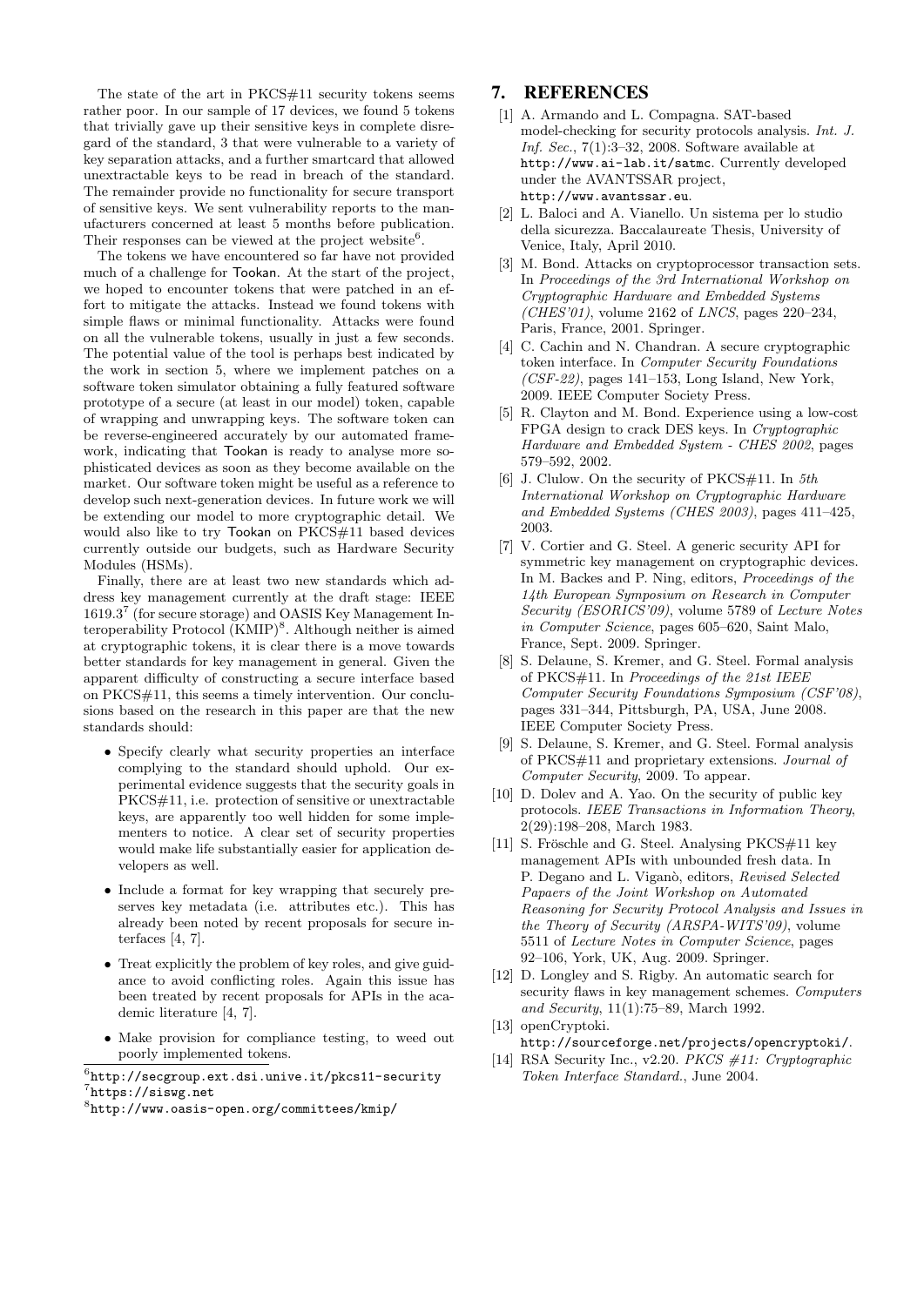The state of the art in PKCS#11 security tokens seems rather poor. In our sample of 17 devices, we found 5 tokens that trivially gave up their sensitive keys in complete disregard of the standard, 3 that were vulnerable to a variety of key separation attacks, and a further smartcard that allowed unextractable keys to be read in breach of the standard. The remainder provide no functionality for secure transport of sensitive keys. We sent vulnerability reports to the manufacturers concerned at least 5 months before publication. Their responses can be viewed at the project website[6].

The tokens we have encountered so far have not provided much of a challenge for Tookan. At the start of the project, we hoped to encounter tokens that were patched in an effort to mitigate the attacks. Instead we found tokens with simple flaws or minimal functionality. Attacks were found on all the vulnerable tokens, usually in just a few seconds. The potential value of the tool is perhaps best indicated by the work in section 5, where we implement patches on a software token simulator obtaining a fully featured software prototype of a secure (at least in our model) token, capable of wrapping and unwrapping keys. The software token can be reverse-engineered accurately by our automated framework, indicating that Tookan is ready to analyse more sophisticated devices as soon as they become available on the market. Our software token might be useful as a reference to develop such next-generation devices. In future work we will be extending our model to more cryptographic detail. We would also like to try Tookan on PKCS#11 based devices currently outside our budgets, such as Hardware Security Modules (HSMs).

Finally, there are at least two new standards which address key management currently at the draft stage: IEEE 1619.3[7] (for secure storage) and OASIS Key Management Interoperability Protocol (KMIP)[8]. Although neither is aimed at cryptographic tokens, it is clear there is a move towards better standards for key management in general. Given the apparent difficulty of constructing a secure interface based on PKCS#11, this seems a timely intervention. Our conclusions based on the research in this paper are that the new standards should:

- Specify clearly what security properties an interface complying to the standard should uphold. Our experimental evidence suggests that the security goals in PKCS#11, i.e. protection of sensitive or unextractable keys, are apparently too well hidden for some implementers to notice. A clear set of security properties would make life substantially easier for application developers as well.
- Include a format for key wrapping that securely preserves key metadata (i.e. attributes etc.). This has already been noted by recent proposals for secure interfaces [4, 7].
- Treat explicitly the problem of key roles, and give guidance to avoid conflicting roles. Again this issue has been treated by recent proposals for APIs in the academic literature [4, 7].
- Make provision for compliance testing, to weed out poorly implemented tokens.

[6] http://secgroup.ext.dsi.unive.it/pkcs11-security
[7] https://siswg.net
[8] http://www.oasis-open.org/committees/kmip/

## 7. REFERENCES

[1] A. Armando and L. Compagna. SAT-based model-checking for security protocols analysis. *Int. J. Inf. Sec.*, 7(1):3–32, 2008. Software available at http://www.ai-lab.it/satmc. Currently developed under the AVANTSSAR project, http://www.avantssar.eu.

[2] L. Baloci and A. Vianello. Un sistema per lo studio della sicurezza. Baccalaureate Thesis, University of Venice, Italy, April 2010.

[3] M. Bond. Attacks on cryptoprocessor transaction sets. In *Proceedings of the 3rd International Workshop on Cryptographic Hardware and Embedded Systems (CHES'01)*, volume 2162 of *LNCS*, pages 220–234, Paris, France, 2001. Springer.

[4] C. Cachin and N. Chandran. A secure cryptographic token interface. In *Computer Security Foundations (CSF-22)*, pages 141–153, Long Island, New York, 2009. IEEE Computer Society Press.

[5] R. Clayton and M. Bond. Experience using a low-cost FPGA design to crack DES keys. In *Cryptographic Hardware and Embedded System - CHES 2002*, pages 579–592, 2002.

[6] J. Clulow. On the security of PKCS#11. In *5th International Workshop on Cryptographic Hardware and Embedded Systems (CHES 2003)*, pages 411–425, 2003.

[7] V. Cortier and G. Steel. A generic security API for symmetric key management on cryptographic devices. In M. Backes and P. Ning, editors, *Proceedings of the 14th European Symposium on Research in Computer Security (ESORICS'09)*, volume 5789 of *Lecture Notes in Computer Science*, pages 605–620, Saint Malo, France, Sept. 2009. Springer.

[8] S. Delaune, S. Kremer, and G. Steel. Formal analysis of PKCS#11. In *Proceedings of the 21st IEEE Computer Security Foundations Symposium (CSF'08)*, pages 331–344, Pittsburgh, PA, USA, June 2008. IEEE Computer Society Press.

[9] S. Delaune, S. Kremer, and G. Steel. Formal analysis of PKCS#11 and proprietary extensions. *Journal of Computer Security*, 2009. To appear.

[10] D. Dolev and A. Yao. On the security of public key protocols. *IEEE Transactions in Information Theory*, 2(29):198–208, March 1983.

[11] S. Fröschle and G. Steel. Analysing PKCS#11 key management APIs with unbounded fresh data. In P. Degano and L. Viganò, editors, *Revised Selected Papaers of the Joint Workshop on Automated Reasoning for Security Protocol Analysis and Issues in the Theory of Security (ARSPA-WITS'09)*, volume 5511 of *Lecture Notes in Computer Science*, pages 92–106, York, UK, Aug. 2009. Springer.

[12] D. Longley and S. Rigby. An automatic search for security flaws in key management schemes. *Computers and Security*, 11(1):75–89, March 1992.

[13] openCryptoki. http://sourceforge.net/projects/opencryptoki/.

[14] RSA Security Inc., v2.20. *PKCS #11: Cryptographic Token Interface Standard.*, June 2004.